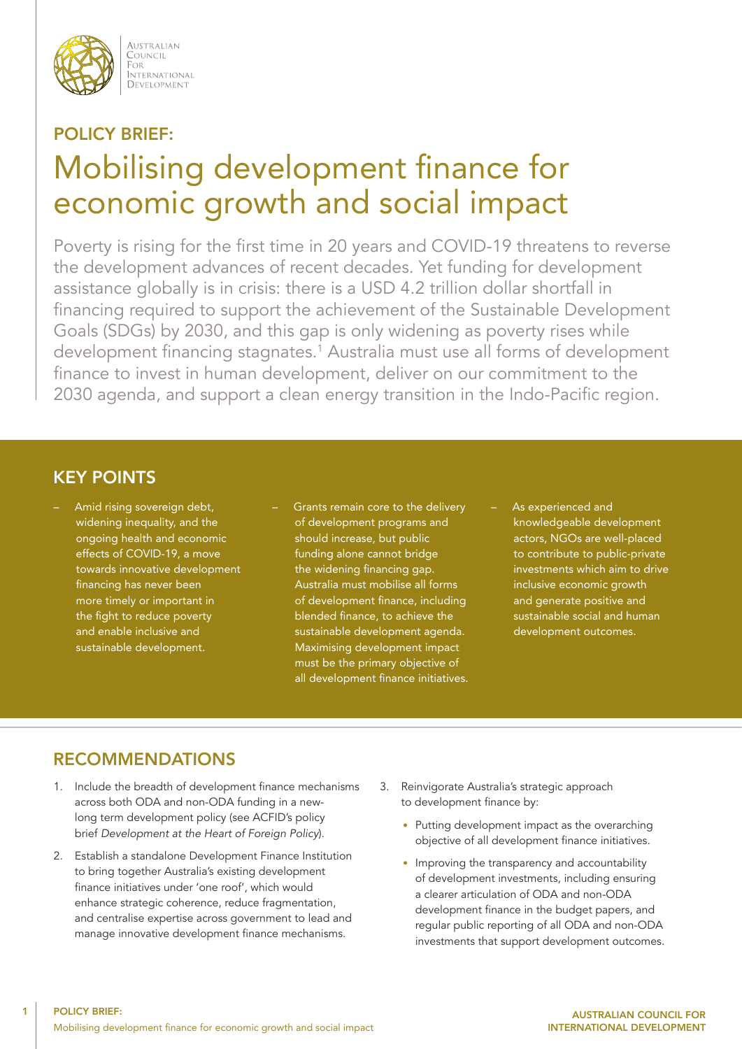Australian Council For International Development

## POLICY BRIEF:

# Mobilising development finance for economic growth and social impact

Poverty is rising for the first time in 20 years and COVID-19 threatens to reverse the development advances of recent decades. Yet funding for development assistance globally is in crisis: there is a USD 4.2 trillion dollar shortfall in financing required to support the achievement of the Sustainable Development Goals (SDGs) by 2030, and this gap is only widening as poverty rises while development financing stagnates.[1] Australia must use all forms of development finance to invest in human development, deliver on our commitment to the 2030 agenda, and support a clean energy transition in the Indo-Pacific region.

## KEY POINTS

- Amid rising sovereign debt, widening inequality, and the ongoing health and economic effects of COVID-19, a move towards innovative development financing has never been more timely or important in the fight to reduce poverty and enable inclusive and sustainable development.
- Grants remain core to the delivery of development programs and should increase, but public funding alone cannot bridge the widening financing gap. Australia must mobilise all forms of development finance, including blended finance, to achieve the sustainable development agenda. Maximising development impact must be the primary objective of all development finance initiatives.
- As experienced and knowledgeable development actors, NGOs are well-placed to contribute to public-private investments which aim to drive inclusive economic growth and generate positive and sustainable social and human development outcomes.

## RECOMMENDATIONS

1. Include the breadth of development finance mechanisms across both ODA and non-ODA funding in a new-long term development policy (see ACFID's policy brief *Development at the Heart of Foreign Policy*).
2. Establish a standalone Development Finance Institution to bring together Australia's existing development finance initiatives under 'one roof', which would enhance strategic coherence, reduce fragmentation, and centralise expertise across government to lead and manage innovative development finance mechanisms.
3. Reinvigorate Australia's strategic approach to development finance by:
   - Putting development impact as the overarching objective of all development finance initiatives.
   - Improving the transparency and accountability of development investments, including ensuring a clearer articulation of ODA and non-ODA development finance in the budget papers, and regular public reporting of all ODA and non-ODA investments that support development outcomes.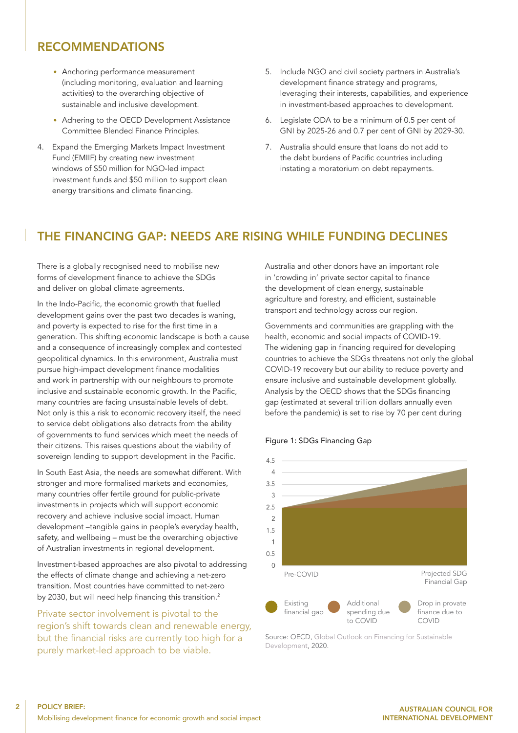## RECOMMENDATIONS

- Anchoring performance measurement (including monitoring, evaluation and learning activities) to the overarching objective of sustainable and inclusive development.
- Adhering to the OECD Development Assistance Committee Blended Finance Principles.

4. Expand the Emerging Markets Impact Investment Fund (EMIIF) by creating new investment windows of $50 million for NGO-led impact investment funds and $50 million to support clean energy transitions and climate financing.
5. Include NGO and civil society partners in Australia's development finance strategy and programs, leveraging their interests, capabilities, and experience in investment-based approaches to development.
6. Legislate ODA to be a minimum of 0.5 per cent of GNI by 2025-26 and 0.7 per cent of GNI by 2029-30.
7. Australia should ensure that loans do not add to the debt burdens of Pacific countries including instating a moratorium on debt repayments.

## THE FINANCING GAP: NEEDS ARE RISING WHILE FUNDING DECLINES

There is a globally recognised need to mobilise new forms of development finance to achieve the SDGs and deliver on global climate agreements.

In the Indo-Pacific, the economic growth that fuelled development gains over the past two decades is waning, and poverty is expected to rise for the first time in a generation. This shifting economic landscape is both a cause and a consequence of increasingly complex and contested geopolitical dynamics. In this environment, Australia must pursue high-impact development finance modalities and work in partnership with our neighbours to promote inclusive and sustainable economic growth. In the Pacific, many countries are facing unsustainable levels of debt. Not only is this a risk to economic recovery itself, the need to service debt obligations also detracts from the ability of governments to fund services which meet the needs of their citizens. This raises questions about the viability of sovereign lending to support development in the Pacific.

In South East Asia, the needs are somewhat different. With stronger and more formalised markets and economies, many countries offer fertile ground for public-private investments in projects which will support economic recovery and achieve inclusive social impact. Human development –tangible gains in people's everyday health, safety, and wellbeing – must be the overarching objective of Australian investments in regional development.

Investment-based approaches are also pivotal to addressing the effects of climate change and achieving a net-zero transition. Most countries have committed to net-zero by 2030, but will need help financing this transition.[2]

Private sector involvement is pivotal to the region's shift towards clean and renewable energy, but the financial risks are currently too high for a purely market-led approach to be viable.

Australia and other donors have an important role in 'crowding in' private sector capital to finance the development of clean energy, sustainable agriculture and forestry, and efficient, sustainable transport and technology across our region.

Governments and communities are grappling with the health, economic and social impacts of COVID-19. The widening gap in financing required for developing countries to achieve the SDGs threatens not only the global COVID-19 recovery but our ability to reduce poverty and ensure inclusive and sustainable development globally. Analysis by the OECD shows that the SDGs financing gap (estimated at several trillion dollars annually even before the pandemic) is set to rise by 70 per cent during

Figure 1: SDGs Financing Gap

Source: OECD, Global Outlook on Financing for Sustainable Development, 2020.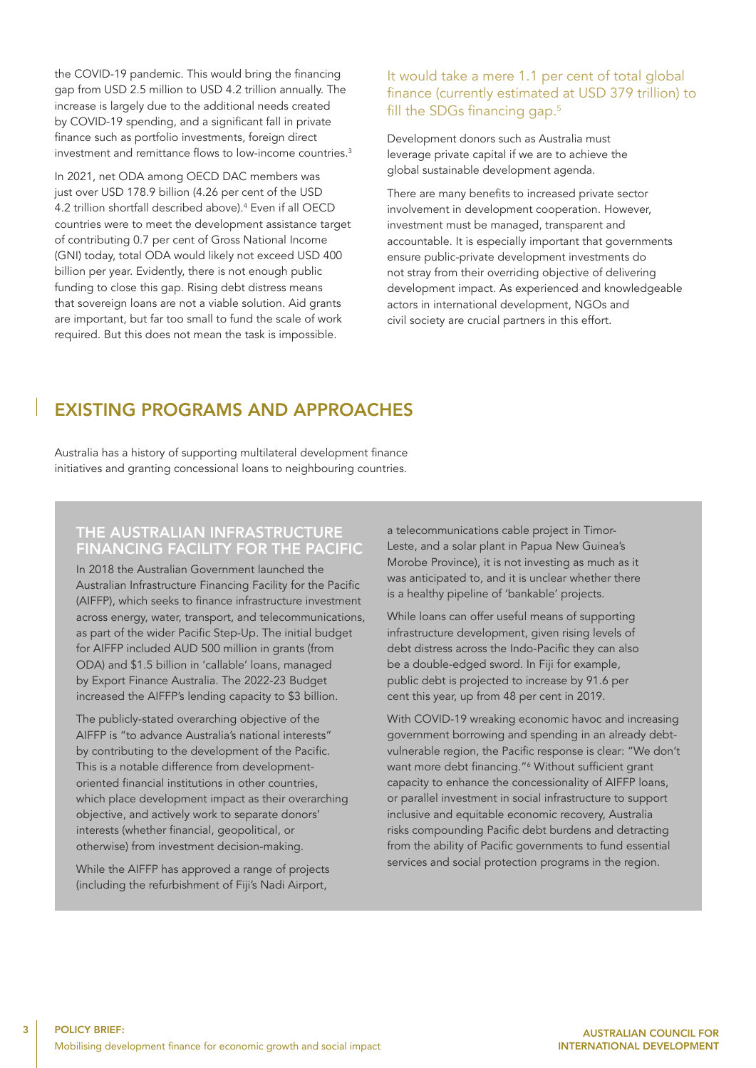the COVID-19 pandemic. This would bring the financing gap from USD 2.5 million to USD 4.2 trillion annually. The increase is largely due to the additional needs created by COVID-19 spending, and a significant fall in private finance such as portfolio investments, foreign direct investment and remittance flows to low-income countries.[3]

In 2021, net ODA among OECD DAC members was just over USD 178.9 billion (4.26 per cent of the USD 4.2 trillion shortfall described above).[4] Even if all OECD countries were to meet the development assistance target of contributing 0.7 per cent of Gross National Income (GNI) today, total ODA would likely not exceed USD 400 billion per year. Evidently, there is not enough public funding to close this gap. Rising debt distress means that sovereign loans are not a viable solution. Aid grants are important, but far too small to fund the scale of work required. But this does not mean the task is impossible.

It would take a mere 1.1 per cent of total global finance (currently estimated at USD 379 trillion) to fill the SDGs financing gap.[5]

Development donors such as Australia must leverage private capital if we are to achieve the global sustainable development agenda.

There are many benefits to increased private sector involvement in development cooperation. However, investment must be managed, transparent and accountable. It is especially important that governments ensure public-private development investments do not stray from their overriding objective of delivering development impact. As experienced and knowledgeable actors in international development, NGOs and civil society are crucial partners in this effort.

## EXISTING PROGRAMS AND APPROACHES

Australia has a history of supporting multilateral development finance initiatives and granting concessional loans to neighbouring countries.

### THE AUSTRALIAN INFRASTRUCTURE FINANCING FACILITY FOR THE PACIFIC

In 2018 the Australian Government launched the Australian Infrastructure Financing Facility for the Pacific (AIFFP), which seeks to finance infrastructure investment across energy, water, transport, and telecommunications, as part of the wider Pacific Step-Up. The initial budget for AIFFP included AUD 500 million in grants (from ODA) and $1.5 billion in 'callable' loans, managed by Export Finance Australia. The 2022-23 Budget increased the AIFFP's lending capacity to $3 billion.

The publicly-stated overarching objective of the AIFFP is "to advance Australia's national interests" by contributing to the development of the Pacific. This is a notable difference from development-oriented financial institutions in other countries, which place development impact as their overarching objective, and actively work to separate donors' interests (whether financial, geopolitical, or otherwise) from investment decision-making.

While the AIFFP has approved a range of projects (including the refurbishment of Fiji's Nadi Airport, a telecommunications cable project in Timor-Leste, and a solar plant in Papua New Guinea's Morobe Province), it is not investing as much as it was anticipated to, and it is unclear whether there is a healthy pipeline of 'bankable' projects.

While loans can offer useful means of supporting infrastructure development, given rising levels of debt distress across the Indo-Pacific they can also be a double-edged sword. In Fiji for example, public debt is projected to increase by 91.6 per cent this year, up from 48 per cent in 2019.

With COVID-19 wreaking economic havoc and increasing government borrowing and spending in an already debt-vulnerable region, the Pacific response is clear: "We don't want more debt financing."[6] Without sufficient grant capacity to enhance the concessionality of AIFFP loans, or parallel investment in social infrastructure to support inclusive and equitable economic recovery, Australia risks compounding Pacific debt burdens and detracting from the ability of Pacific governments to fund essential services and social protection programs in the region.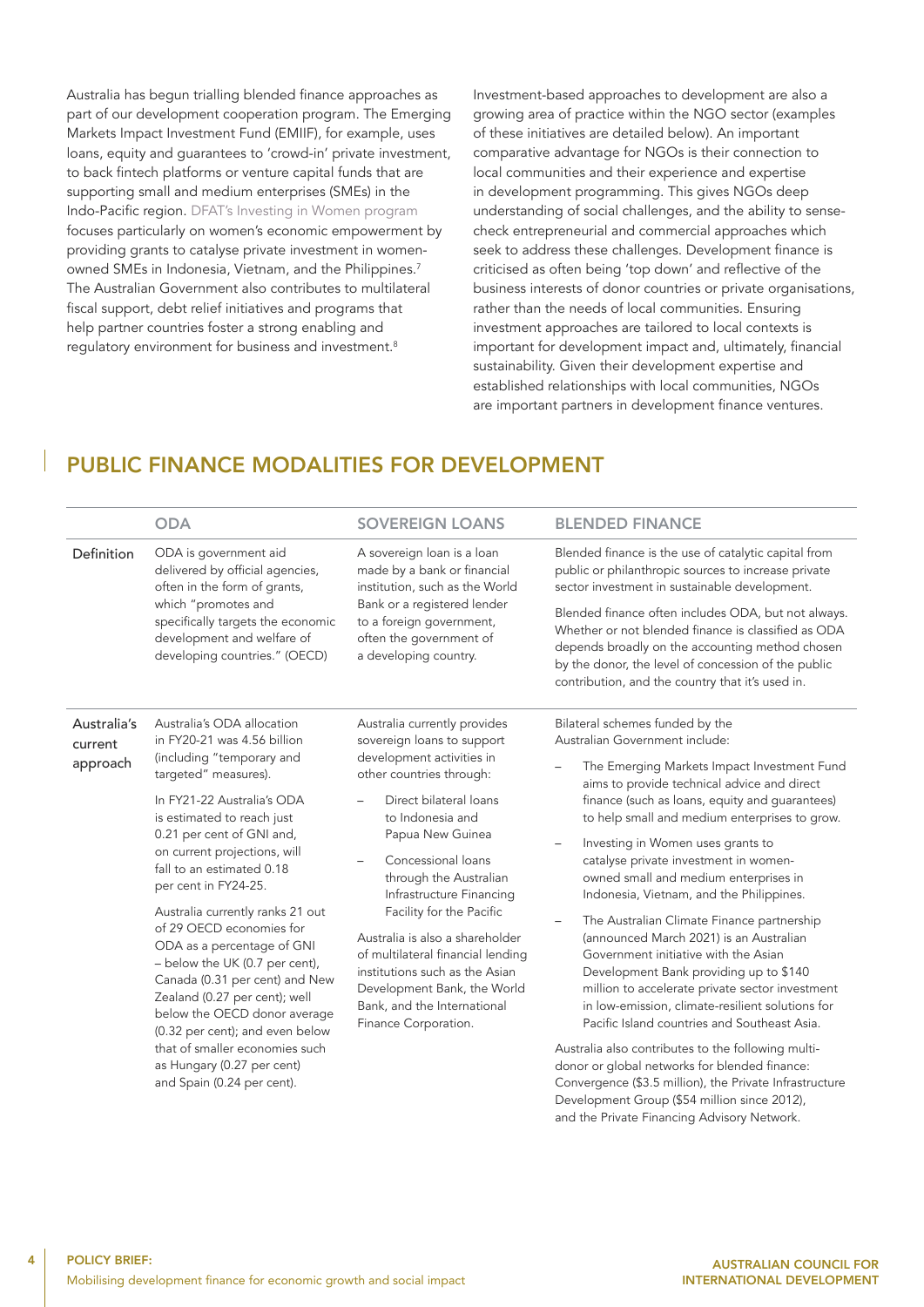Australia has begun trialling blended finance approaches as part of our development cooperation program. The Emerging Markets Impact Investment Fund (EMIIF), for example, uses loans, equity and guarantees to 'crowd-in' private investment, to back fintech platforms or venture capital funds that are supporting small and medium enterprises (SMEs) in the Indo-Pacific region. DFAT's Investing in Women program focuses particularly on women's economic empowerment by providing grants to catalyse private investment in women-owned SMEs in Indonesia, Vietnam, and the Philippines.[7] The Australian Government also contributes to multilateral fiscal support, debt relief initiatives and programs that help partner countries foster a strong enabling and regulatory environment for business and investment.[8]

Investment-based approaches to development are also a growing area of practice within the NGO sector (examples of these initiatives are detailed below). An important comparative advantage for NGOs is their connection to local communities and their experience and expertise in development programming. This gives NGOs deep understanding of social challenges, and the ability to sense-check entrepreneurial and commercial approaches which seek to address these challenges. Development finance is criticised as often being 'top down' and reflective of the business interests of donor countries or private organisations, rather than the needs of local communities. Ensuring investment approaches are tailored to local contexts is important for development impact and, ultimately, financial sustainability. Given their development expertise and established relationships with local communities, NGOs are important partners in development finance ventures.

## PUBLIC FINANCE MODALITIES FOR DEVELOPMENT

| | ODA | SOVEREIGN LOANS | BLENDED FINANCE |
|---|---|---|---|
| Definition | ODA is government aid delivered by official agencies, often in the form of grants, which "promotes and specifically targets the economic development and welfare of developing countries." (OECD) | A sovereign loan is a loan made by a bank or financial institution, such as the World Bank or a registered lender to a foreign government, often the government of a developing country. | Blended finance is the use of catalytic capital from public or philanthropic sources to increase private sector investment in sustainable development.<br><br>Blended finance often includes ODA, but not always. Whether or not blended finance is classified as ODA depends broadly on the accounting method chosen by the donor, the level of concession of the public contribution, and the country that it's used in. |
| Australia's current approach | Australia's ODA allocation in FY20-21 was 4.56 billion (including "temporary and targeted" measures).<br><br>In FY21-22 Australia's ODA is estimated to reach just 0.21 per cent of GNI and, on current projections, will fall to an estimated 0.18 per cent in FY24-25.<br><br>Australia currently ranks 21 out of 29 OECD economies for ODA as a percentage of GNI – below the UK (0.7 per cent), Canada (0.31 per cent) and New Zealand (0.27 per cent); well below the OECD donor average (0.32 per cent); and even below that of smaller economies such as Hungary (0.27 per cent) and Spain (0.24 per cent). | Australia currently provides sovereign loans to support development activities in other countries through:<br><br>– Direct bilateral loans to Indonesia and Papua New Guinea<br>– Concessional loans through the Australian Infrastructure Financing Facility for the Pacific<br><br>Australia is also a shareholder of multilateral financial lending institutions such as the Asian Development Bank, the World Bank, and the International Finance Corporation. | Bilateral schemes funded by the Australian Government include:<br><br>– The Emerging Markets Impact Investment Fund aims to provide technical advice and direct finance (such as loans, equity and guarantees) to help small and medium enterprises to grow.<br>– Investing in Women uses grants to catalyse private investment in women-owned small and medium enterprises in Indonesia, Vietnam, and the Philippines.<br>– The Australian Climate Finance partnership (announced March 2021) is an Australian Government initiative with the Asian Development Bank providing up to $140 million to accelerate private sector investment in low-emission, climate-resilient solutions for Pacific Island countries and Southeast Asia.<br><br>Australia also contributes to the following multi-donor or global networks for blended finance: Convergence ($3.5 million), the Private Infrastructure Development Group ($54 million since 2012), and the Private Financing Advisory Network. |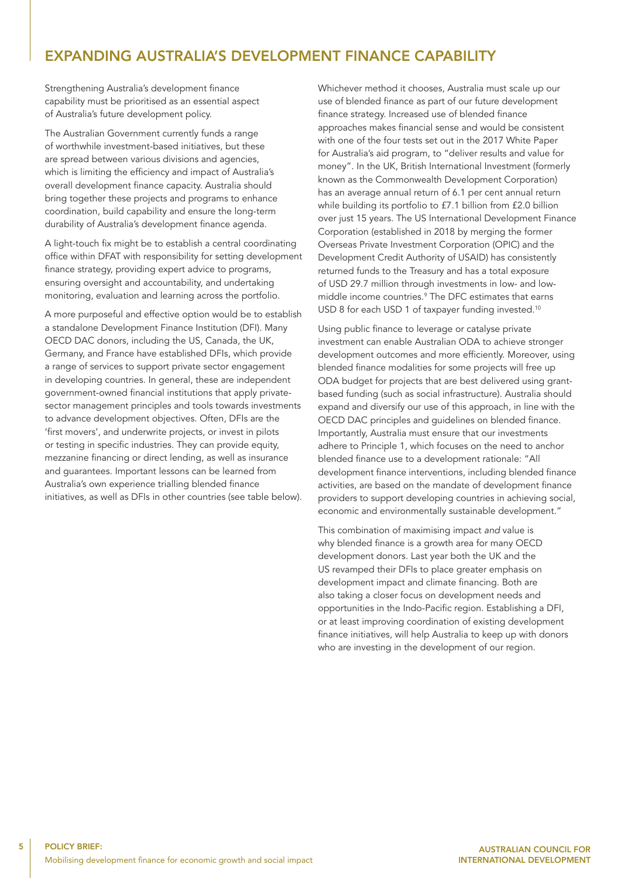## EXPANDING AUSTRALIA'S DEVELOPMENT FINANCE CAPABILITY

Strengthening Australia's development finance capability must be prioritised as an essential aspect of Australia's future development policy.

The Australian Government currently funds a range of worthwhile investment-based initiatives, but these are spread between various divisions and agencies, which is limiting the efficiency and impact of Australia's overall development finance capacity. Australia should bring together these projects and programs to enhance coordination, build capability and ensure the long-term durability of Australia's development finance agenda.

A light-touch fix might be to establish a central coordinating office within DFAT with responsibility for setting development finance strategy, providing expert advice to programs, ensuring oversight and accountability, and undertaking monitoring, evaluation and learning across the portfolio.

A more purposeful and effective option would be to establish a standalone Development Finance Institution (DFI). Many OECD DAC donors, including the US, Canada, the UK, Germany, and France have established DFIs, which provide a range of services to support private sector engagement in developing countries. In general, these are independent government-owned financial institutions that apply private-sector management principles and tools towards investments to advance development objectives. Often, DFIs are the 'first movers', and underwrite projects, or invest in pilots or testing in specific industries. They can provide equity, mezzanine financing or direct lending, as well as insurance and guarantees. Important lessons can be learned from Australia's own experience trialling blended finance initiatives, as well as DFIs in other countries (see table below).

Whichever method it chooses, Australia must scale up our use of blended finance as part of our future development finance strategy. Increased use of blended finance approaches makes financial sense and would be consistent with one of the four tests set out in the 2017 White Paper for Australia's aid program, to "deliver results and value for money". In the UK, British International Investment (formerly known as the Commonwealth Development Corporation) has an average annual return of 6.1 per cent annual return while building its portfolio to £7.1 billion from £2.0 billion over just 15 years. The US International Development Finance Corporation (established in 2018 by merging the former Overseas Private Investment Corporation (OPIC) and the Development Credit Authority of USAID) has consistently returned funds to the Treasury and has a total exposure of USD 29.7 million through investments in low- and low-middle income countries.[9] The DFC estimates that earns USD 8 for each USD 1 of taxpayer funding invested.[10]

Using public finance to leverage or catalyse private investment can enable Australian ODA to achieve stronger development outcomes and more efficiently. Moreover, using blended finance modalities for some projects will free up ODA budget for projects that are best delivered using grant-based funding (such as social infrastructure). Australia should expand and diversify our use of this approach, in line with the OECD DAC principles and guidelines on blended finance. Importantly, Australia must ensure that our investments adhere to Principle 1, which focuses on the need to anchor blended finance use to a development rationale: "All development finance interventions, including blended finance activities, are based on the mandate of development finance providers to support developing countries in achieving social, economic and environmentally sustainable development."

This combination of maximising impact *and* value is why blended finance is a growth area for many OECD development donors. Last year both the UK and the US revamped their DFIs to place greater emphasis on development impact and climate financing. Both are also taking a closer focus on development needs and opportunities in the Indo-Pacific region. Establishing a DFI, or at least improving coordination of existing development finance initiatives, will help Australia to keep up with donors who are investing in the development of our region.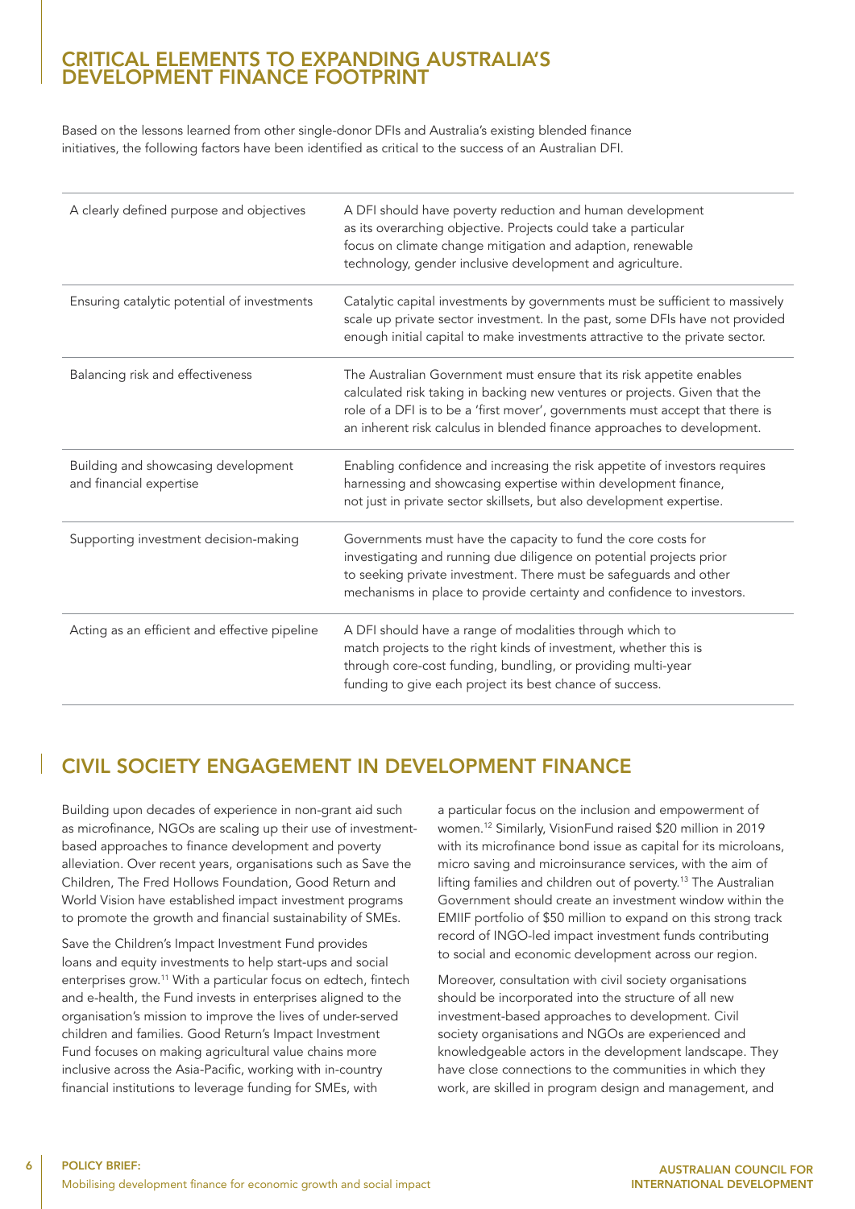## CRITICAL ELEMENTS TO EXPANDING AUSTRALIA'S DEVELOPMENT FINANCE FOOTPRINT

Based on the lessons learned from other single-donor DFIs and Australia's existing blended finance initiatives, the following factors have been identified as critical to the success of an Australian DFI.

| | |
|---|---|
| A clearly defined purpose and objectives | A DFI should have poverty reduction and human development as its overarching objective. Projects could take a particular focus on climate change mitigation and adaption, renewable technology, gender inclusive development and agriculture. |
| Ensuring catalytic potential of investments | Catalytic capital investments by governments must be sufficient to massively scale up private sector investment. In the past, some DFIs have not provided enough initial capital to make investments attractive to the private sector. |
| Balancing risk and effectiveness | The Australian Government must ensure that its risk appetite enables calculated risk taking in backing new ventures or projects. Given that the role of a DFI is to be a 'first mover', governments must accept that there is an inherent risk calculus in blended finance approaches to development. |
| Building and showcasing development and financial expertise | Enabling confidence and increasing the risk appetite of investors requires harnessing and showcasing expertise within development finance, not just in private sector skillsets, but also development expertise. |
| Supporting investment decision-making | Governments must have the capacity to fund the core costs for investigating and running due diligence on potential projects prior to seeking private investment. There must be safeguards and other mechanisms in place to provide certainty and confidence to investors. |
| Acting as an efficient and effective pipeline | A DFI should have a range of modalities through which to match projects to the right kinds of investment, whether this is through core-cost funding, bundling, or providing multi-year funding to give each project its best chance of success. |

## CIVIL SOCIETY ENGAGEMENT IN DEVELOPMENT FINANCE

Building upon decades of experience in non-grant aid such as microfinance, NGOs are scaling up their use of investment-based approaches to finance development and poverty alleviation. Over recent years, organisations such as Save the Children, The Fred Hollows Foundation, Good Return and World Vision have established impact investment programs to promote the growth and financial sustainability of SMEs.

Save the Children's Impact Investment Fund provides loans and equity investments to help start-ups and social enterprises grow.[11] With a particular focus on edtech, fintech and e-health, the Fund invests in enterprises aligned to the organisation's mission to improve the lives of under-served children and families. Good Return's Impact Investment Fund focuses on making agricultural value chains more inclusive across the Asia-Pacific, working with in-country financial institutions to leverage funding for SMEs, with a particular focus on the inclusion and empowerment of women.[12] Similarly, VisionFund raised $20 million in 2019 with its microfinance bond issue as capital for its microloans, micro saving and microinsurance services, with the aim of lifting families and children out of poverty.[13] The Australian Government should create an investment window within the EMIIF portfolio of $50 million to expand on this strong track record of INGO-led impact investment funds contributing to social and economic development across our region.

Moreover, consultation with civil society organisations should be incorporated into the structure of all new investment-based approaches to development. Civil society organisations and NGOs are experienced and knowledgeable actors in the development landscape. They have close connections to the communities in which they work, are skilled in program design and management, and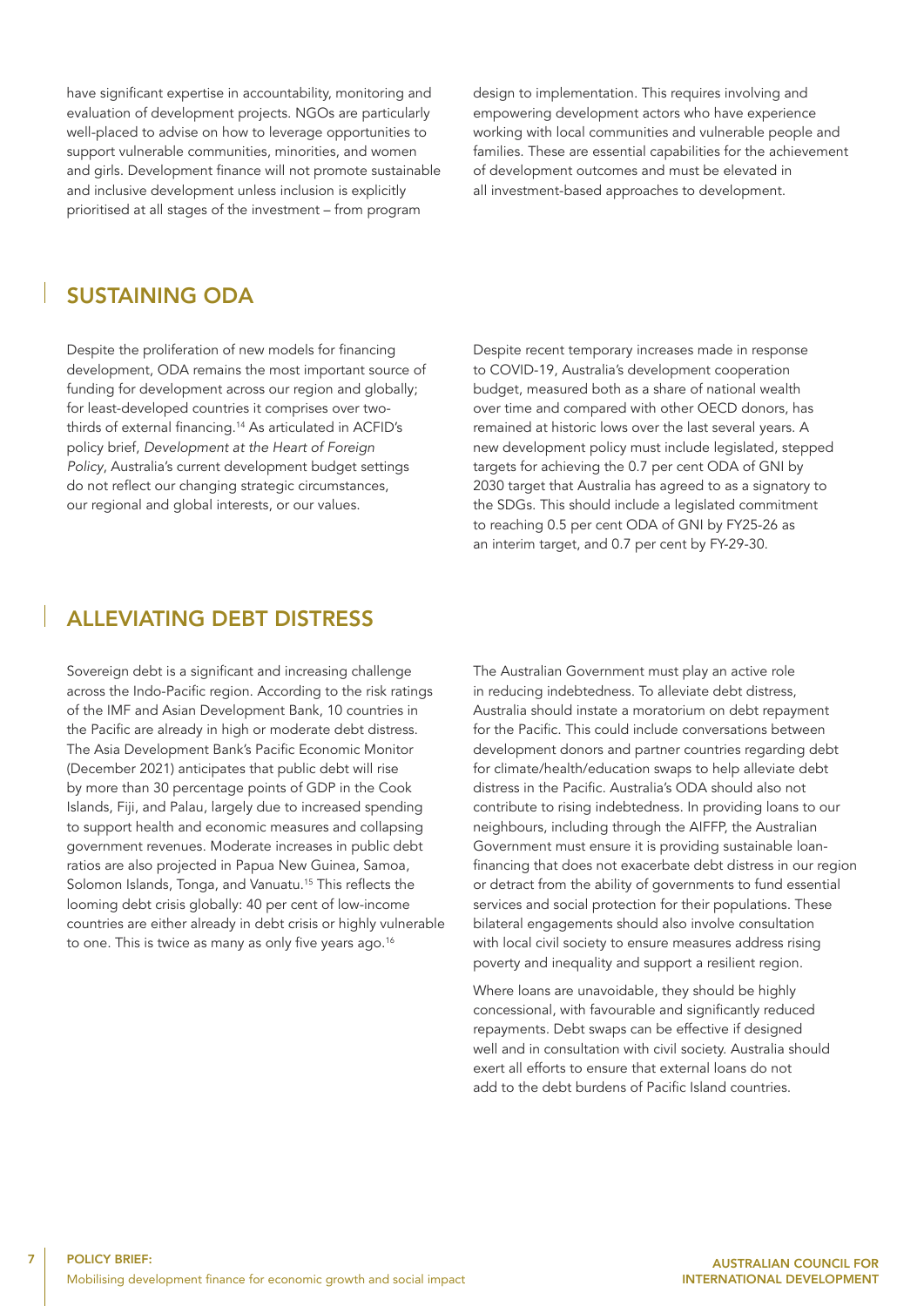have significant expertise in accountability, monitoring and evaluation of development projects. NGOs are particularly well-placed to advise on how to leverage opportunities to support vulnerable communities, minorities, and women and girls. Development finance will not promote sustainable and inclusive development unless inclusion is explicitly prioritised at all stages of the investment – from program design to implementation. This requires involving and empowering development actors who have experience working with local communities and vulnerable people and families. These are essential capabilities for the achievement of development outcomes and must be elevated in all investment-based approaches to development.

## SUSTAINING ODA

Despite the proliferation of new models for financing development, ODA remains the most important source of funding for development across our region and globally; for least-developed countries it comprises over two-thirds of external financing.[14] As articulated in ACFID's policy brief, *Development at the Heart of Foreign Policy*, Australia's current development budget settings do not reflect our changing strategic circumstances, our regional and global interests, or our values.

Despite recent temporary increases made in response to COVID-19, Australia's development cooperation budget, measured both as a share of national wealth over time and compared with other OECD donors, has remained at historic lows over the last several years. A new development policy must include legislated, stepped targets for achieving the 0.7 per cent ODA of GNI by 2030 target that Australia has agreed to as a signatory to the SDGs. This should include a legislated commitment to reaching 0.5 per cent ODA of GNI by FY25-26 as an interim target, and 0.7 per cent by FY-29-30.

## ALLEVIATING DEBT DISTRESS

Sovereign debt is a significant and increasing challenge across the Indo-Pacific region. According to the risk ratings of the IMF and Asian Development Bank, 10 countries in the Pacific are already in high or moderate debt distress. The Asia Development Bank's Pacific Economic Monitor (December 2021) anticipates that public debt will rise by more than 30 percentage points of GDP in the Cook Islands, Fiji, and Palau, largely due to increased spending to support health and economic measures and collapsing government revenues. Moderate increases in public debt ratios are also projected in Papua New Guinea, Samoa, Solomon Islands, Tonga, and Vanuatu.[15] This reflects the looming debt crisis globally: 40 per cent of low-income countries are either already in debt crisis or highly vulnerable to one. This is twice as many as only five years ago.[16]

The Australian Government must play an active role in reducing indebtedness. To alleviate debt distress, Australia should instate a moratorium on debt repayment for the Pacific. This could include conversations between development donors and partner countries regarding debt for climate/health/education swaps to help alleviate debt distress in the Pacific. Australia's ODA should also not contribute to rising indebtedness. In providing loans to our neighbours, including through the AIFFP, the Australian Government must ensure it is providing sustainable loan-financing that does not exacerbate debt distress in our region or detract from the ability of governments to fund essential services and social protection for their populations. These bilateral engagements should also involve consultation with local civil society to ensure measures address rising poverty and inequality and support a resilient region.

Where loans are unavoidable, they should be highly concessional, with favourable and significantly reduced repayments. Debt swaps can be effective if designed well and in consultation with civil society. Australia should exert all efforts to ensure that external loans do not add to the debt burdens of Pacific Island countries.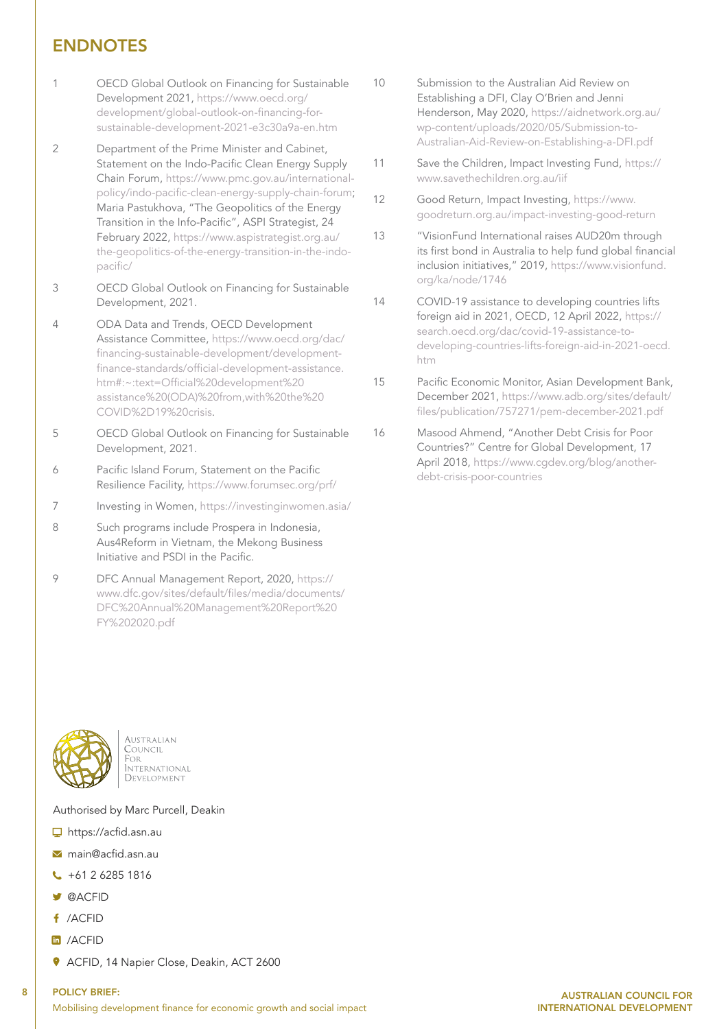## ENDNOTES

1. OECD Global Outlook on Financing for Sustainable Development 2021, https://www.oecd.org/development/global-outlook-on-financing-for-sustainable-development-2021-e3c30a9a-en.htm
2. Department of the Prime Minister and Cabinet, Statement on the Indo-Pacific Clean Energy Supply Chain Forum, https://www.pmc.gov.au/international-policy/indo-pacific-clean-energy-supply-chain-forum; Maria Pastukhova, "The Geopolitics of the Energy Transition in the Info-Pacific", ASPI Strategist, 24 February 2022, https://www.aspistrategist.org.au/the-geopolitics-of-the-energy-transition-in-the-indo-pacific/
3. OECD Global Outlook on Financing for Sustainable Development, 2021.
4. ODA Data and Trends, OECD Development Assistance Committee, https://www.oecd.org/dac/financing-sustainable-development/development-finance-standards/official-development-assistance.htm#:~:text=Official%20development%20assistance%20(ODA)%20from,with%20the%20COVID%2D19%20crisis.
5. OECD Global Outlook on Financing for Sustainable Development, 2021.
6. Pacific Island Forum, Statement on the Pacific Resilience Facility, https://www.forumsec.org/prf/
7. Investing in Women, https://investinginwomen.asia/
8. Such programs include Prospera in Indonesia, Aus4Reform in Vietnam, the Mekong Business Initiative and PSDI in the Pacific.
9. DFC Annual Management Report, 2020, https://www.dfc.gov/sites/default/files/media/documents/DFC%20Annual%20Management%20Report%20FY%202020.pdf
10. Submission to the Australian Aid Review on Establishing a DFI, Clay O'Brien and Jenni Henderson, May 2020, https://aidnetwork.org.au/wp-content/uploads/2020/05/Submission-to-Australian-Aid-Review-on-Establishing-a-DFI.pdf
11. Save the Children, Impact Investing Fund, https://www.savethechildren.org.au/iif
12. Good Return, Impact Investing, https://www.goodreturn.org.au/impact-investing-good-return
13. "VisionFund International raises AUD20m through its first bond in Australia to help fund global financial inclusion initiatives," 2019, https://www.visionfund.org/ka/node/1746
14. COVID-19 assistance to developing countries lifts foreign aid in 2021, OECD, 12 April 2022, https://search.oecd.org/dac/covid-19-assistance-to-developing-countries-lifts-foreign-aid-in-2021-oecd.htm
15. Pacific Economic Monitor, Asian Development Bank, December 2021, https://www.adb.org/sites/default/files/publication/757271/pem-december-2021.pdf
16. Masood Ahmend, "Another Debt Crisis for Poor Countries?" Centre for Global Development, 17 April 2018, https://www.cgdev.org/blog/another-debt-crisis-poor-countries

Australian Council For International Development

Authorised by Marc Purcell, Deakin

- https://acfid.asn.au
- main@acfid.asn.au
- +61 2 6285 1816
- @ACFID
- /ACFID
- /ACFID
- ACFID, 14 Napier Close, Deakin, ACT 2600